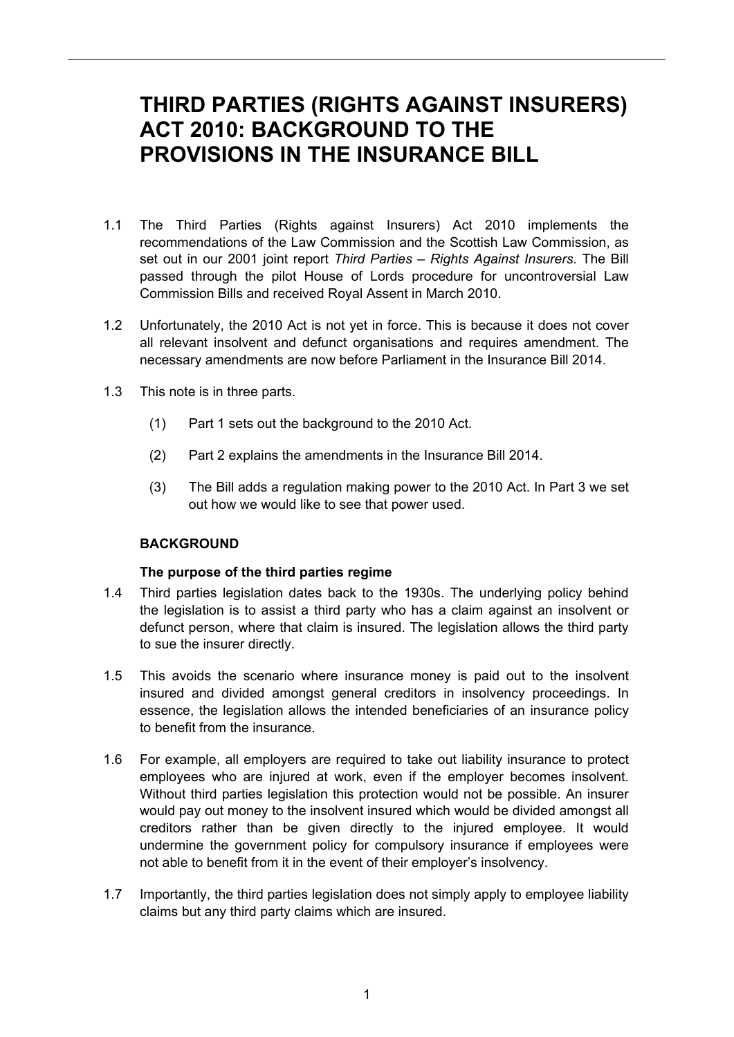# THIRD PARTIES (RIGHTS AGAINST INSURERS) ACT 2010: BACKGROUND TO THE PROVISIONS IN THE INSURANCE BILL

1.1 The Third Parties (Rights against Insurers) Act 2010 implements the recommendations of the Law Commission and the Scottish Law Commission, as set out in our 2001 joint report *Third Parties – Rights Against Insurers.* The Bill passed through the pilot House of Lords procedure for uncontroversial Law Commission Bills and received Royal Assent in March 2010.

1.2 Unfortunately, the 2010 Act is not yet in force. This is because it does not cover all relevant insolvent and defunct organisations and requires amendment. The necessary amendments are now before Parliament in the Insurance Bill 2014.

1.3 This note is in three parts.

(1) Part 1 sets out the background to the 2010 Act.

(2) Part 2 explains the amendments in the Insurance Bill 2014.

(3) The Bill adds a regulation making power to the 2010 Act. In Part 3 we set out how we would like to see that power used.

## BACKGROUND

### The purpose of the third parties regime

1.4 Third parties legislation dates back to the 1930s. The underlying policy behind the legislation is to assist a third party who has a claim against an insolvent or defunct person, where that claim is insured. The legislation allows the third party to sue the insurer directly.

1.5 This avoids the scenario where insurance money is paid out to the insolvent insured and divided amongst general creditors in insolvency proceedings. In essence, the legislation allows the intended beneficiaries of an insurance policy to benefit from the insurance.

1.6 For example, all employers are required to take out liability insurance to protect employees who are injured at work, even if the employer becomes insolvent. Without third parties legislation this protection would not be possible. An insurer would pay out money to the insolvent insured which would be divided amongst all creditors rather than be given directly to the injured employee. It would undermine the government policy for compulsory insurance if employees were not able to benefit from it in the event of their employer's insolvency.

1.7 Importantly, the third parties legislation does not simply apply to employee liability claims but any third party claims which are insured.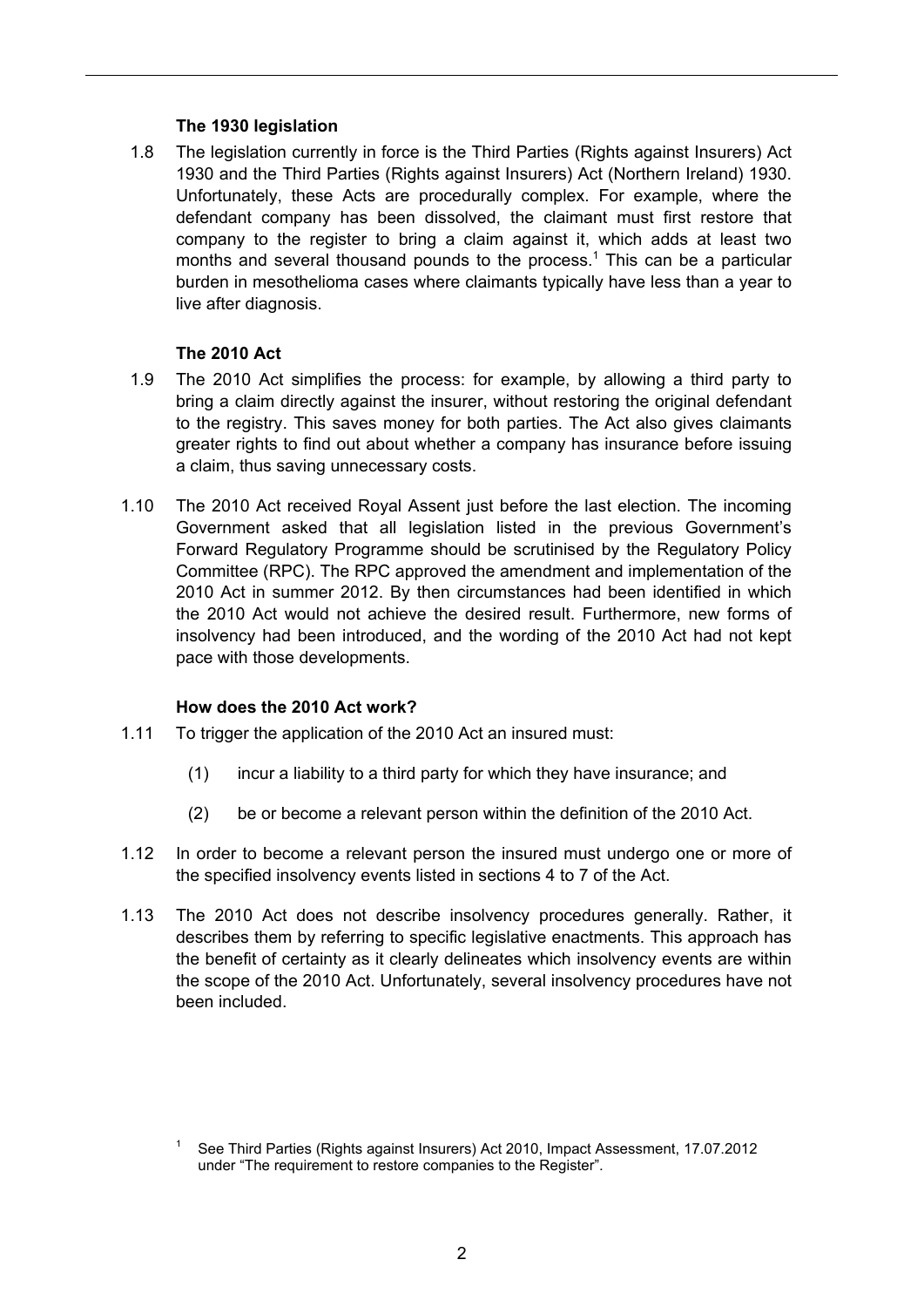### The 1930 legislation

1.8 The legislation currently in force is the Third Parties (Rights against Insurers) Act 1930 and the Third Parties (Rights against Insurers) Act (Northern Ireland) 1930. Unfortunately, these Acts are procedurally complex. For example, where the defendant company has been dissolved, the claimant must first restore that company to the register to bring a claim against it, which adds at least two months and several thousand pounds to the process.[1] This can be a particular burden in mesothelioma cases where claimants typically have less than a year to live after diagnosis.

### The 2010 Act

1.9 The 2010 Act simplifies the process: for example, by allowing a third party to bring a claim directly against the insurer, without restoring the original defendant to the registry. This saves money for both parties. The Act also gives claimants greater rights to find out about whether a company has insurance before issuing a claim, thus saving unnecessary costs.

1.10 The 2010 Act received Royal Assent just before the last election. The incoming Government asked that all legislation listed in the previous Government's Forward Regulatory Programme should be scrutinised by the Regulatory Policy Committee (RPC). The RPC approved the amendment and implementation of the 2010 Act in summer 2012. By then circumstances had been identified in which the 2010 Act would not achieve the desired result. Furthermore, new forms of insolvency had been introduced, and the wording of the 2010 Act had not kept pace with those developments.

### How does the 2010 Act work?

1.11 To trigger the application of the 2010 Act an insured must:

(1) incur a liability to a third party for which they have insurance; and

(2) be or become a relevant person within the definition of the 2010 Act.

1.12 In order to become a relevant person the insured must undergo one or more of the specified insolvency events listed in sections 4 to 7 of the Act.

1.13 The 2010 Act does not describe insolvency procedures generally. Rather, it describes them by referring to specific legislative enactments. This approach has the benefit of certainty as it clearly delineates which insolvency events are within the scope of the 2010 Act. Unfortunately, several insolvency procedures have not been included.

[1] See Third Parties (Rights against Insurers) Act 2010, Impact Assessment, 17.07.2012 under "The requirement to restore companies to the Register".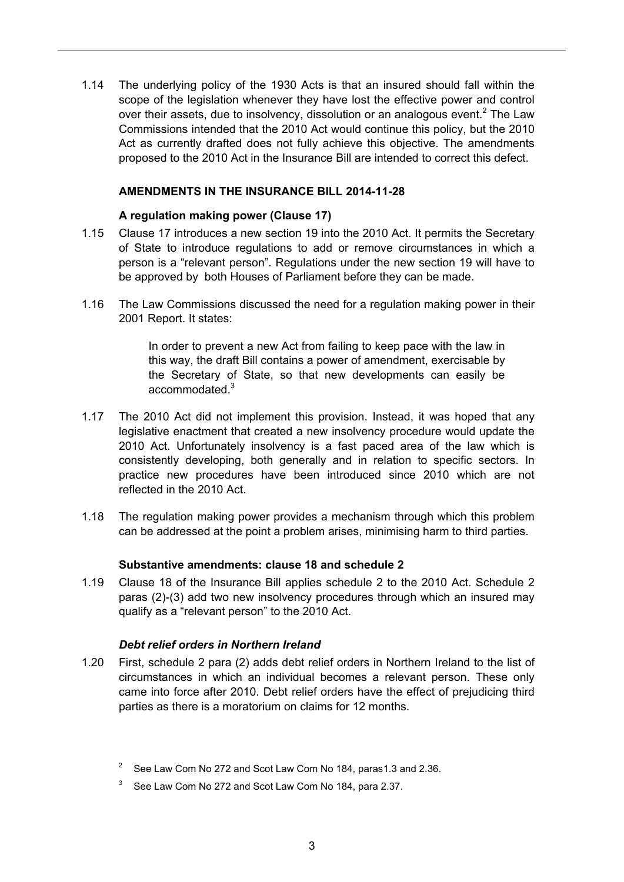1.14 The underlying policy of the 1930 Acts is that an insured should fall within the scope of the legislation whenever they have lost the effective power and control over their assets, due to insolvency, dissolution or an analogous event.[2] The Law Commissions intended that the 2010 Act would continue this policy, but the 2010 Act as currently drafted does not fully achieve this objective. The amendments proposed to the 2010 Act in the Insurance Bill are intended to correct this defect.

## AMENDMENTS IN THE INSURANCE BILL 2014-11-28

### A regulation making power (Clause 17)

1.15 Clause 17 introduces a new section 19 into the 2010 Act. It permits the Secretary of State to introduce regulations to add or remove circumstances in which a person is a "relevant person". Regulations under the new section 19 will have to be approved by both Houses of Parliament before they can be made.

1.16 The Law Commissions discussed the need for a regulation making power in their 2001 Report. It states:

> In order to prevent a new Act from failing to keep pace with the law in this way, the draft Bill contains a power of amendment, exercisable by the Secretary of State, so that new developments can easily be accommodated.[3]

1.17 The 2010 Act did not implement this provision. Instead, it was hoped that any legislative enactment that created a new insolvency procedure would update the 2010 Act. Unfortunately insolvency is a fast paced area of the law which is consistently developing, both generally and in relation to specific sectors. In practice new procedures have been introduced since 2010 which are not reflected in the 2010 Act.

1.18 The regulation making power provides a mechanism through which this problem can be addressed at the point a problem arises, minimising harm to third parties.

### Substantive amendments: clause 18 and schedule 2

1.19 Clause 18 of the Insurance Bill applies schedule 2 to the 2010 Act. Schedule 2 paras (2)-(3) add two new insolvency procedures through which an insured may qualify as a "relevant person" to the 2010 Act.

#### *Debt relief orders in Northern Ireland*

1.20 First, schedule 2 para (2) adds debt relief orders in Northern Ireland to the list of circumstances in which an individual becomes a relevant person. These only came into force after 2010. Debt relief orders have the effect of prejudicing third parties as there is a moratorium on claims for 12 months.

---

[2] See Law Com No 272 and Scot Law Com No 184, paras1.3 and 2.36.

[3] See Law Com No 272 and Scot Law Com No 184, para 2.37.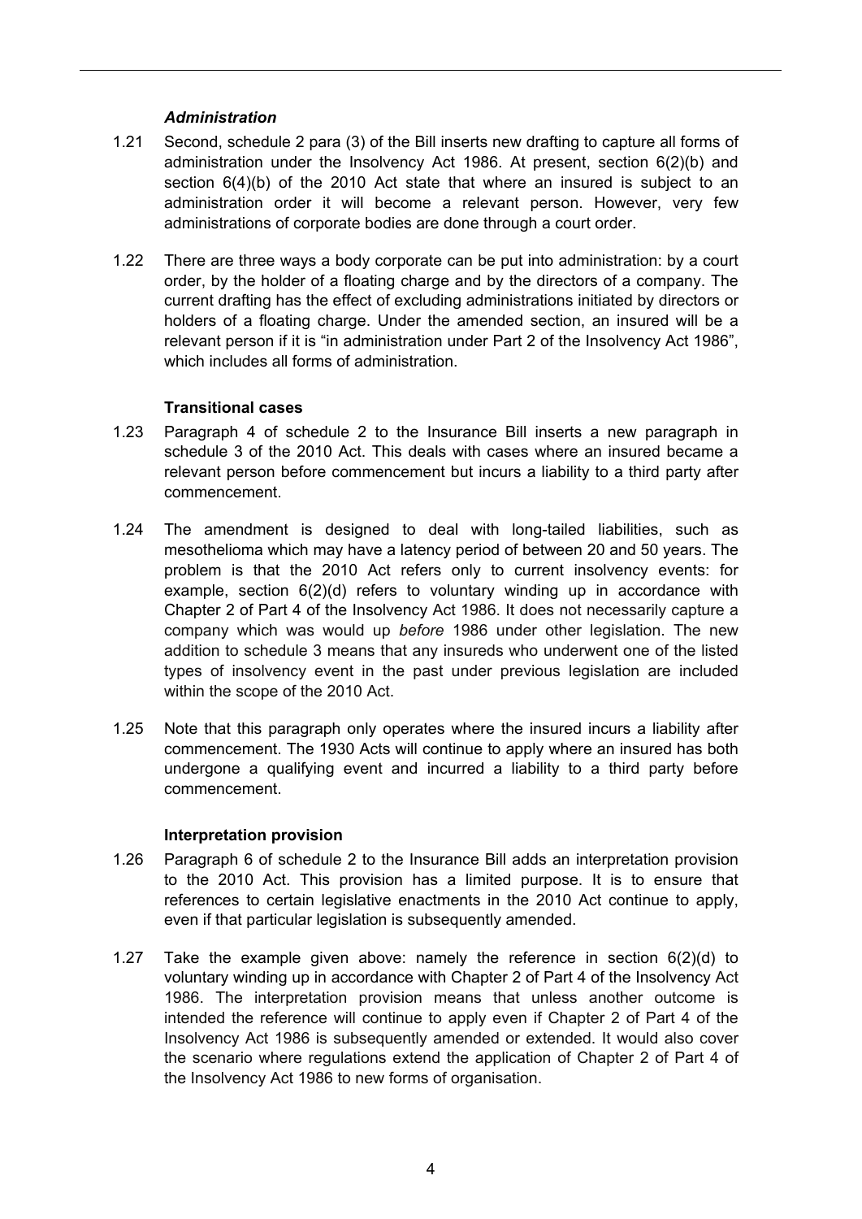### *Administration*

1.21 Second, schedule 2 para (3) of the Bill inserts new drafting to capture all forms of administration under the Insolvency Act 1986. At present, section 6(2)(b) and section 6(4)(b) of the 2010 Act state that where an insured is subject to an administration order it will become a relevant person. However, very few administrations of corporate bodies are done through a court order.

1.22 There are three ways a body corporate can be put into administration: by a court order, by the holder of a floating charge and by the directors of a company. The current drafting has the effect of excluding administrations initiated by directors or holders of a floating charge. Under the amended section, an insured will be a relevant person if it is "in administration under Part 2 of the Insolvency Act 1986", which includes all forms of administration.

### **Transitional cases**

1.23 Paragraph 4 of schedule 2 to the Insurance Bill inserts a new paragraph in schedule 3 of the 2010 Act. This deals with cases where an insured became a relevant person before commencement but incurs a liability to a third party after commencement.

1.24 The amendment is designed to deal with long-tailed liabilities, such as mesothelioma which may have a latency period of between 20 and 50 years. The problem is that the 2010 Act refers only to current insolvency events: for example, section 6(2)(d) refers to voluntary winding up in accordance with Chapter 2 of Part 4 of the Insolvency Act 1986. It does not necessarily capture a company which was would up *before* 1986 under other legislation. The new addition to schedule 3 means that any insureds who underwent one of the listed types of insolvency event in the past under previous legislation are included within the scope of the 2010 Act.

1.25 Note that this paragraph only operates where the insured incurs a liability after commencement. The 1930 Acts will continue to apply where an insured has both undergone a qualifying event and incurred a liability to a third party before commencement.

### **Interpretation provision**

1.26 Paragraph 6 of schedule 2 to the Insurance Bill adds an interpretation provision to the 2010 Act. This provision has a limited purpose. It is to ensure that references to certain legislative enactments in the 2010 Act continue to apply, even if that particular legislation is subsequently amended.

1.27 Take the example given above: namely the reference in section 6(2)(d) to voluntary winding up in accordance with Chapter 2 of Part 4 of the Insolvency Act 1986. The interpretation provision means that unless another outcome is intended the reference will continue to apply even if Chapter 2 of Part 4 of the Insolvency Act 1986 is subsequently amended or extended. It would also cover the scenario where regulations extend the application of Chapter 2 of Part 4 of the Insolvency Act 1986 to new forms of organisation.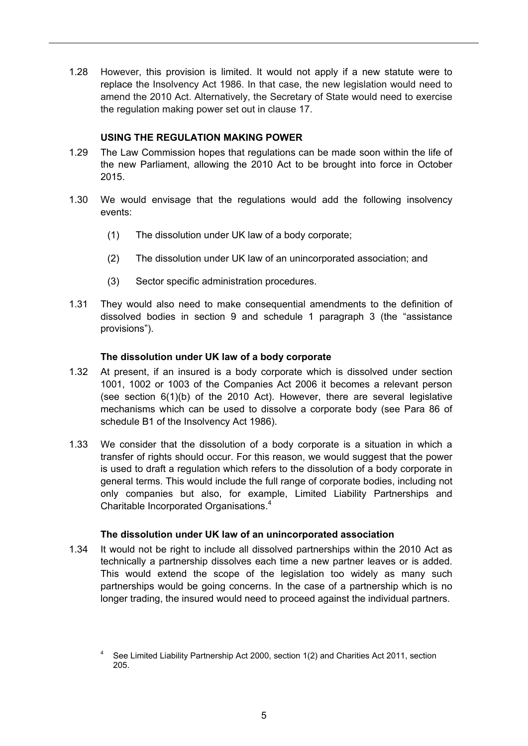1.28 However, this provision is limited. It would not apply if a new statute were to replace the Insolvency Act 1986. In that case, the new legislation would need to amend the 2010 Act. Alternatively, the Secretary of State would need to exercise the regulation making power set out in clause 17.

### USING THE REGULATION MAKING POWER

1.29 The Law Commission hopes that regulations can be made soon within the life of the new Parliament, allowing the 2010 Act to be brought into force in October 2015.

1.30 We would envisage that the regulations would add the following insolvency events:

(1) The dissolution under UK law of a body corporate;

(2) The dissolution under UK law of an unincorporated association; and

(3) Sector specific administration procedures.

1.31 They would also need to make consequential amendments to the definition of dissolved bodies in section 9 and schedule 1 paragraph 3 (the "assistance provisions").

#### The dissolution under UK law of a body corporate

1.32 At present, if an insured is a body corporate which is dissolved under section 1001, 1002 or 1003 of the Companies Act 2006 it becomes a relevant person (see section 6(1)(b) of the 2010 Act). However, there are several legislative mechanisms which can be used to dissolve a corporate body (see Para 86 of schedule B1 of the Insolvency Act 1986).

1.33 We consider that the dissolution of a body corporate is a situation in which a transfer of rights should occur. For this reason, we would suggest that the power is used to draft a regulation which refers to the dissolution of a body corporate in general terms. This would include the full range of corporate bodies, including not only companies but also, for example, Limited Liability Partnerships and Charitable Incorporated Organisations.[4]

#### The dissolution under UK law of an unincorporated association

1.34 It would not be right to include all dissolved partnerships within the 2010 Act as technically a partnership dissolves each time a new partner leaves or is added. This would extend the scope of the legislation too widely as many such partnerships would be going concerns. In the case of a partnership which is no longer trading, the insured would need to proceed against the individual partners.

[4] See Limited Liability Partnership Act 2000, section 1(2) and Charities Act 2011, section 205.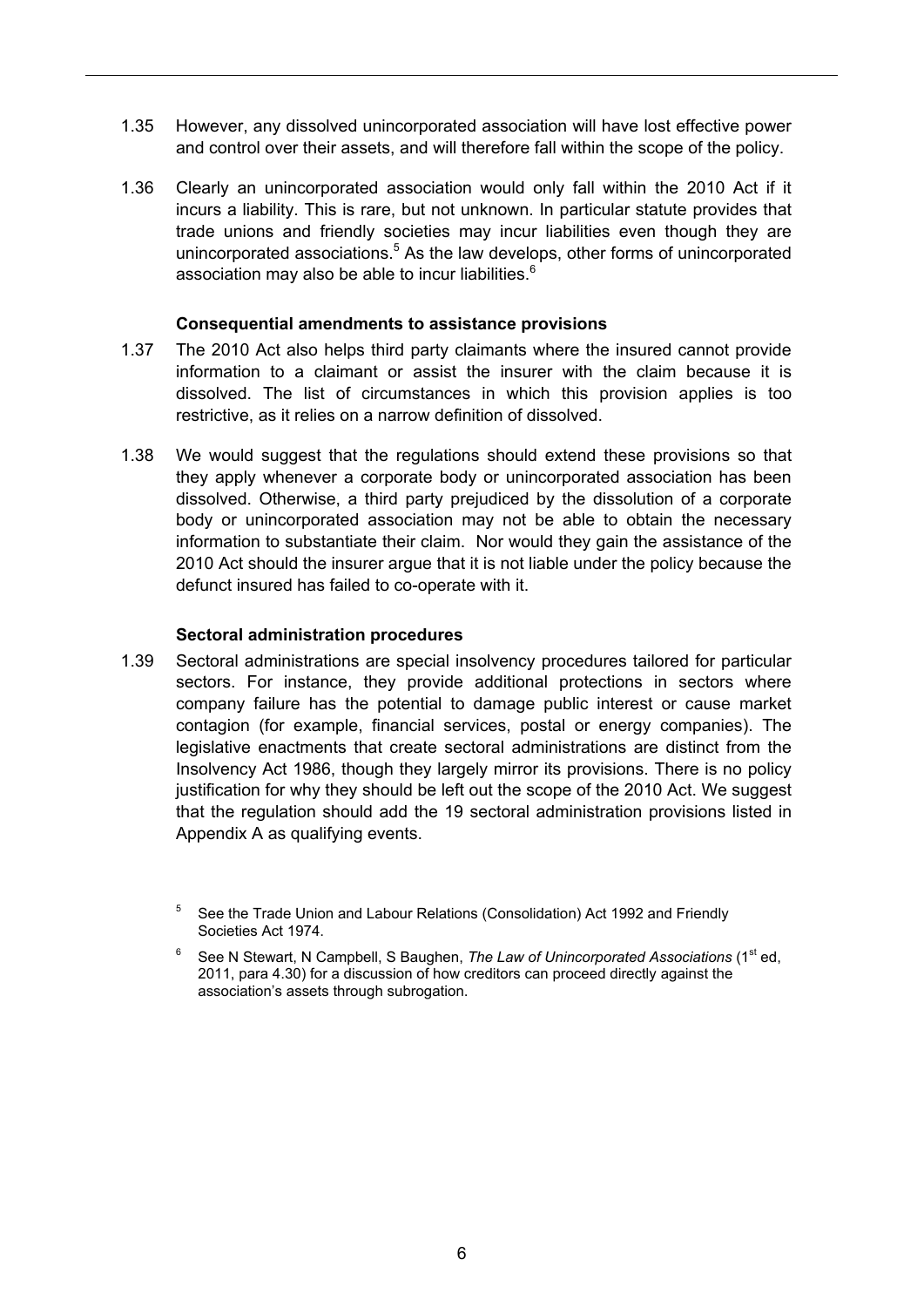1.35 However, any dissolved unincorporated association will have lost effective power and control over their assets, and will therefore fall within the scope of the policy.

1.36 Clearly an unincorporated association would only fall within the 2010 Act if it incurs a liability. This is rare, but not unknown. In particular statute provides that trade unions and friendly societies may incur liabilities even though they are unincorporated associations.[5] As the law develops, other forms of unincorporated association may also be able to incur liabilities.[6]

**Consequential amendments to assistance provisions**

1.37 The 2010 Act also helps third party claimants where the insured cannot provide information to a claimant or assist the insurer with the claim because it is dissolved. The list of circumstances in which this provision applies is too restrictive, as it relies on a narrow definition of dissolved.

1.38 We would suggest that the regulations should extend these provisions so that they apply whenever a corporate body or unincorporated association has been dissolved. Otherwise, a third party prejudiced by the dissolution of a corporate body or unincorporated association may not be able to obtain the necessary information to substantiate their claim. Nor would they gain the assistance of the 2010 Act should the insurer argue that it is not liable under the policy because the defunct insured has failed to co-operate with it.

**Sectoral administration procedures**

1.39 Sectoral administrations are special insolvency procedures tailored for particular sectors. For instance, they provide additional protections in sectors where company failure has the potential to damage public interest or cause market contagion (for example, financial services, postal or energy companies). The legislative enactments that create sectoral administrations are distinct from the Insolvency Act 1986, though they largely mirror its provisions. There is no policy justification for why they should be left out the scope of the 2010 Act. We suggest that the regulation should add the 19 sectoral administration provisions listed in Appendix A as qualifying events.

[5] See the Trade Union and Labour Relations (Consolidation) Act 1992 and Friendly Societies Act 1974.

[6] See N Stewart, N Campbell, S Baughen, *The Law of Unincorporated Associations* (1st ed, 2011, para 4.30) for a discussion of how creditors can proceed directly against the association's assets through subrogation.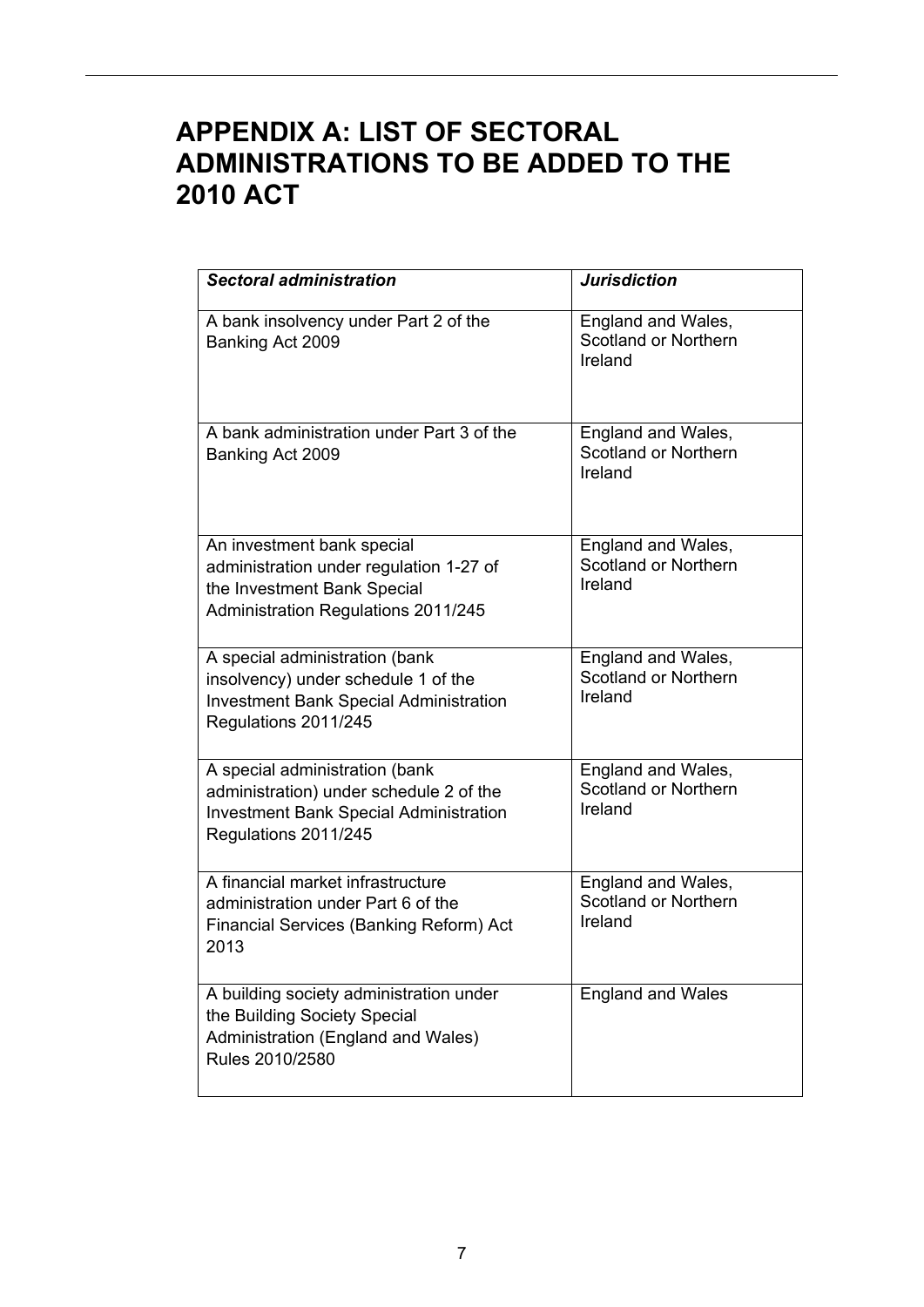# APPENDIX A: LIST OF SECTORAL ADMINISTRATIONS TO BE ADDED TO THE 2010 ACT

| *Sectoral administration* | *Jurisdiction* |
| --- | --- |
| A bank insolvency under Part 2 of the Banking Act 2009 | England and Wales, Scotland or Northern Ireland |
| A bank administration under Part 3 of the Banking Act 2009 | England and Wales, Scotland or Northern Ireland |
| An investment bank special administration under regulation 1-27 of the Investment Bank Special Administration Regulations 2011/245 | England and Wales, Scotland or Northern Ireland |
| A special administration (bank insolvency) under schedule 1 of the Investment Bank Special Administration Regulations 2011/245 | England and Wales, Scotland or Northern Ireland |
| A special administration (bank administration) under schedule 2 of the Investment Bank Special Administration Regulations 2011/245 | England and Wales, Scotland or Northern Ireland |
| A financial market infrastructure administration under Part 6 of the Financial Services (Banking Reform) Act 2013 | England and Wales, Scotland or Northern Ireland |
| A building society administration under the Building Society Special Administration (England and Wales) Rules 2010/2580 | England and Wales |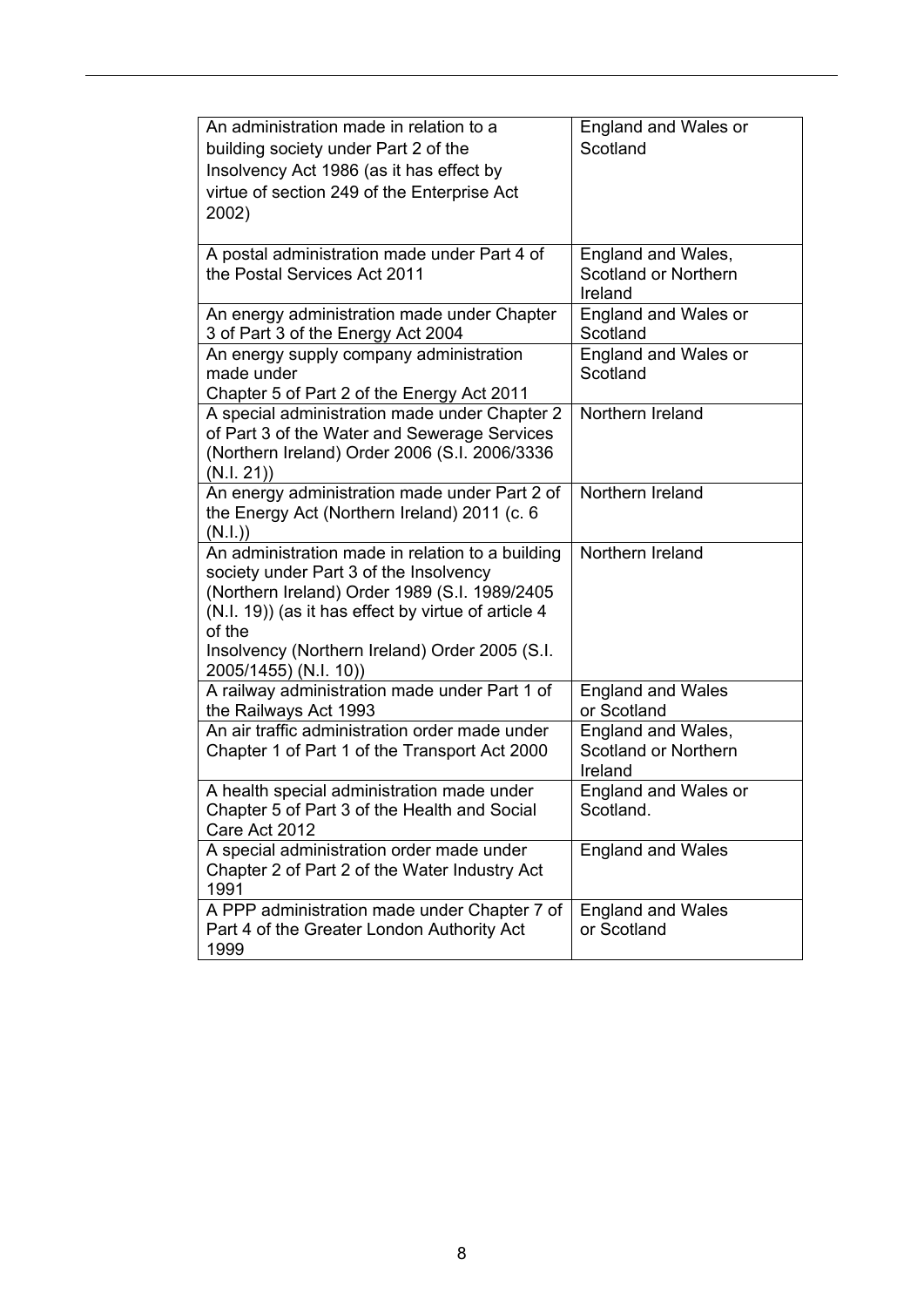| | |
|---|---|
| An administration made in relation to a building society under Part 2 of the Insolvency Act 1986 (as it has effect by virtue of section 249 of the Enterprise Act 2002) | England and Wales or Scotland |
| A postal administration made under Part 4 of the Postal Services Act 2011 | England and Wales, Scotland or Northern Ireland |
| An energy administration made under Chapter 3 of Part 3 of the Energy Act 2004 | England and Wales or Scotland |
| An energy supply company administration made under Chapter 5 of Part 2 of the Energy Act 2011 | England and Wales or Scotland |
| A special administration made under Chapter 2 of Part 3 of the Water and Sewerage Services (Northern Ireland) Order 2006 (S.I. 2006/3336 (N.I. 21)) | Northern Ireland |
| An energy administration made under Part 2 of the Energy Act (Northern Ireland) 2011 (c. 6 (N.I.)) | Northern Ireland |
| An administration made in relation to a building society under Part 3 of the Insolvency (Northern Ireland) Order 1989 (S.I. 1989/2405 (N.I. 19)) (as it has effect by virtue of article 4 of the Insolvency (Northern Ireland) Order 2005 (S.I. 2005/1455) (N.I. 10)) | Northern Ireland |
| A railway administration made under Part 1 of the Railways Act 1993 | England and Wales or Scotland |
| An air traffic administration order made under Chapter 1 of Part 1 of the Transport Act 2000 | England and Wales, Scotland or Northern Ireland |
| A health special administration made under Chapter 5 of Part 3 of the Health and Social Care Act 2012 | England and Wales or Scotland. |
| A special administration order made under Chapter 2 of Part 2 of the Water Industry Act 1991 | England and Wales |
| A PPP administration made under Chapter 7 of Part 4 of the Greater London Authority Act 1999 | England and Wales or Scotland |